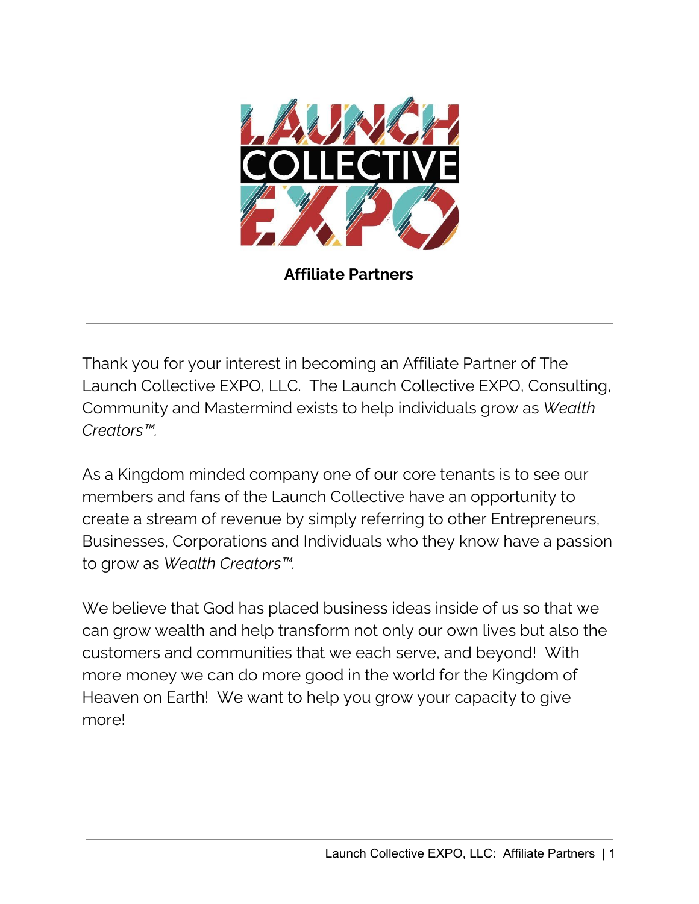# LAUNCH COLLECTIVE EXPO

## Affiliate Partners

---

Thank you for your interest in becoming an Affiliate Partner of The Launch Collective EXPO, LLC. The Launch Collective EXPO, Consulting, Community and Mastermind exists to help individuals grow as *Wealth Creators™.*

As a Kingdom minded company one of our core tenants is to see our members and fans of the Launch Collective have an opportunity to create a stream of revenue by simply referring to other Entrepreneurs, Businesses, Corporations and Individuals who they know have a passion to grow as *Wealth Creators™.*

We believe that God has placed business ideas inside of us so that we can grow wealth and help transform not only our own lives but also the customers and communities that we each serve, and beyond! With more money we can do more good in the world for the Kingdom of Heaven on Earth! We want to help you grow your capacity to give more!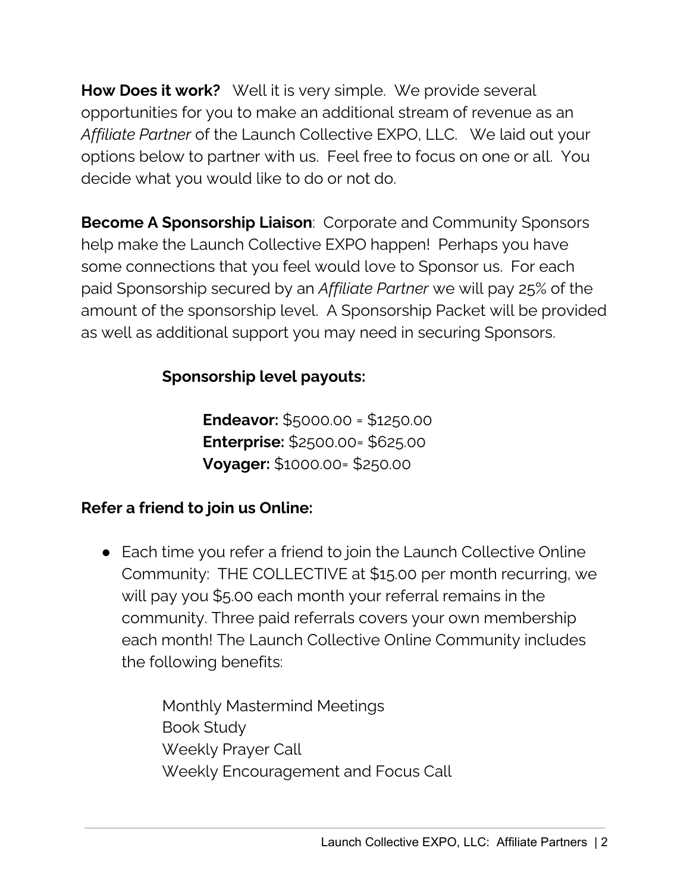**How Does it work?** Well it is very simple. We provide several opportunities for you to make an additional stream of revenue as an *Affiliate Partner* of the Launch Collective EXPO, LLC. We laid out your options below to partner with us. Feel free to focus on one or all. You decide what you would like to do or not do.

**Become A Sponsorship Liaison**: Corporate and Community Sponsors help make the Launch Collective EXPO happen! Perhaps you have some connections that you feel would love to Sponsor us. For each paid Sponsorship secured by an *Affiliate Partner* we will pay 25% of the amount of the sponsorship level. A Sponsorship Packet will be provided as well as additional support you may need in securing Sponsors.

**Sponsorship level payouts:**

**Endeavor:** $5000.00 = $1250.00
**Enterprise:** $2500.00= $625.00
**Voyager:** $1000.00= $250.00

**Refer a friend to join us Online:**

- Each time you refer a friend to join the Launch Collective Online Community: THE COLLECTIVE at $15.00 per month recurring, we will pay you $5.00 each month your referral remains in the community. Three paid referrals covers your own membership each month! The Launch Collective Online Community includes the following benefits:

  Monthly Mastermind Meetings
  Book Study
  Weekly Prayer Call
  Weekly Encouragement and Focus Call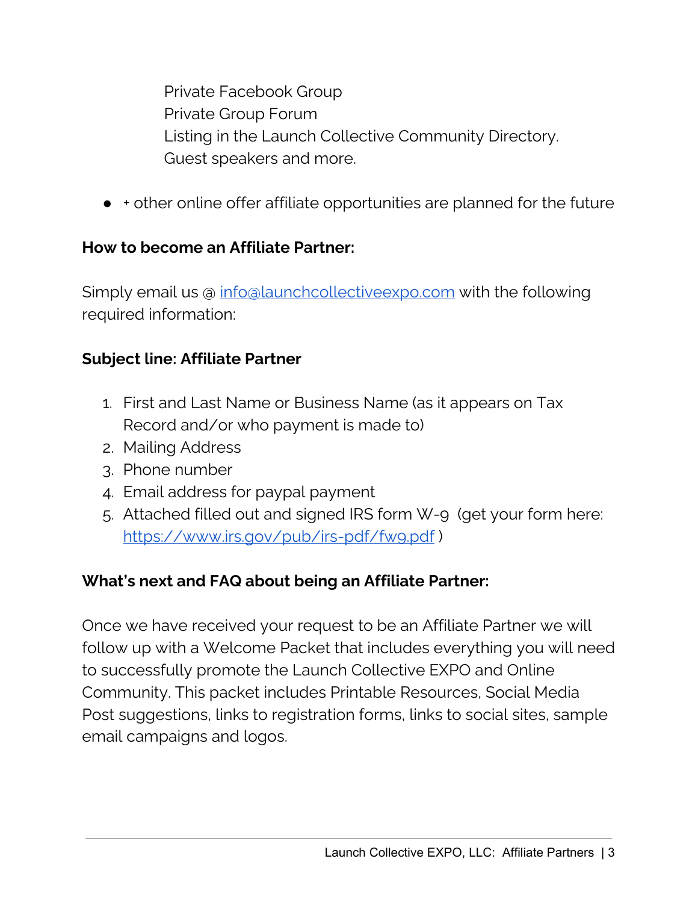Private Facebook Group
Private Group Forum
Listing in the Launch Collective Community Directory.
Guest speakers and more.

- + other online offer affiliate opportunities are planned for the future

**How to become an Affiliate Partner:**

Simply email us @ [info@launchcollectiveexpo.com](mailto:info@launchcollectiveexpo.com) with the following required information:

**Subject line: Affiliate Partner**

1. First and Last Name or Business Name (as it appears on Tax Record and/or who payment is made to)
2. Mailing Address
3. Phone number
4. Email address for paypal payment
5. Attached filled out and signed IRS form W-9 (get your form here: [https://www.irs.gov/pub/irs-pdf/fw9.pdf](https://www.irs.gov/pub/irs-pdf/fw9.pdf) )

**What's next and FAQ about being an Affiliate Partner:**

Once we have received your request to be an Affiliate Partner we will follow up with a Welcome Packet that includes everything you will need to successfully promote the Launch Collective EXPO and Online Community. This packet includes Printable Resources, Social Media Post suggestions, links to registration forms, links to social sites, sample email campaigns and logos.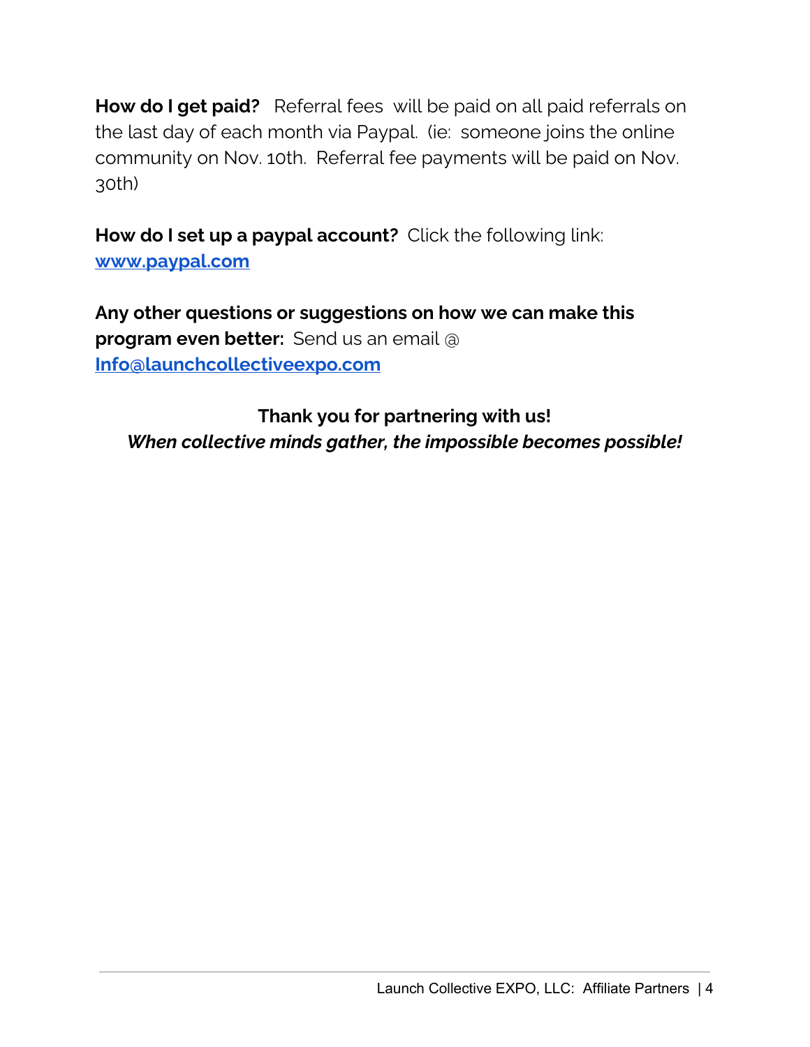**How do I get paid?** Referral fees will be paid on all paid referrals on the last day of each month via Paypal. (ie: someone joins the online community on Nov. 10th. Referral fee payments will be paid on Nov. 30th)

**How do I set up a paypal account?** Click the following link: **[www.paypal.com](http://www.paypal.com)**

**Any other questions or suggestions on how we can make this program even better:** Send us an email @ **[Info@launchcollectiveexpo.com](mailto:Info@launchcollectiveexpo.com)**

**Thank you for partnering with us!**

***When collective minds gather, the impossible becomes possible!***